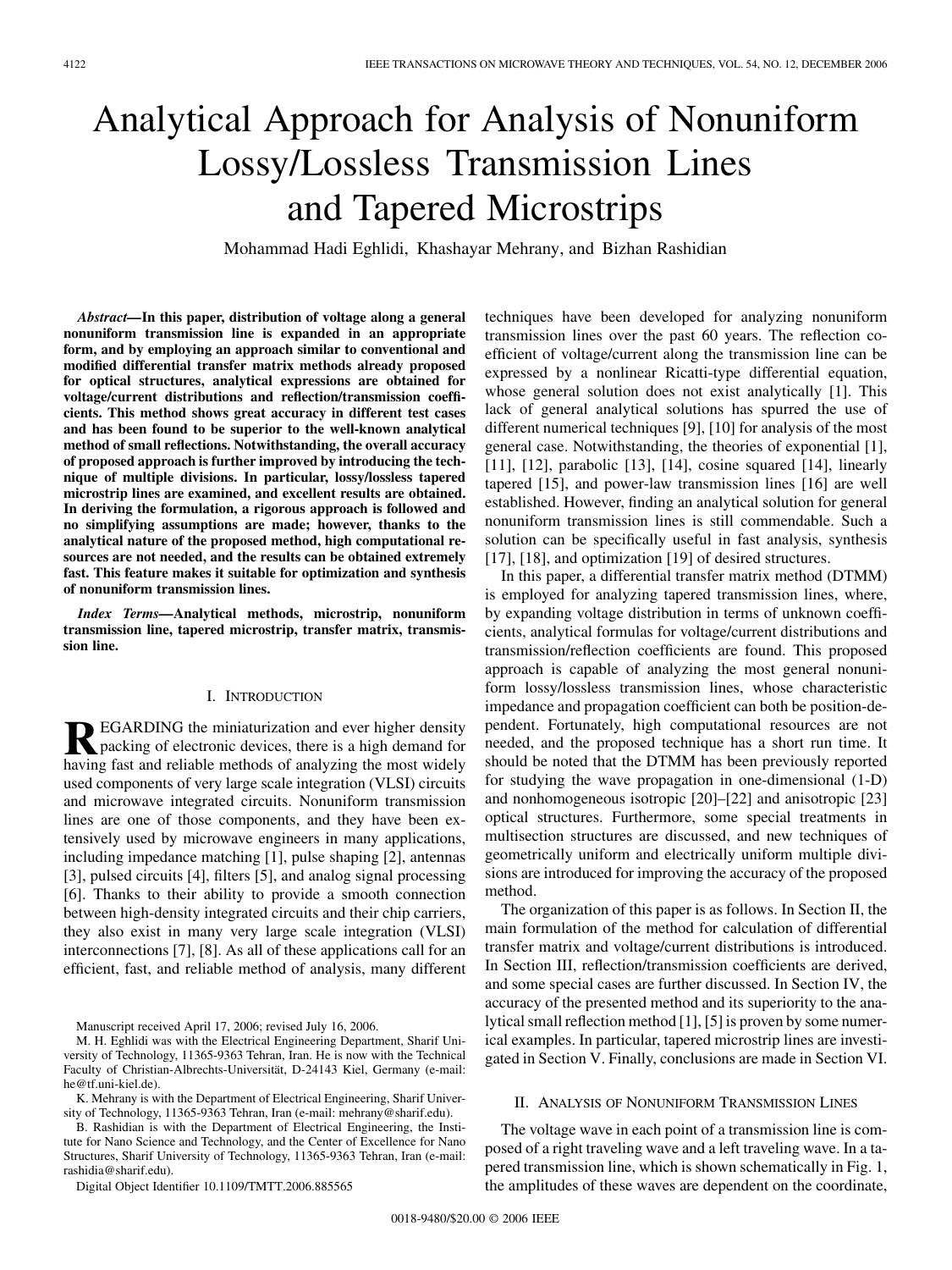# Analytical Approach for Analysis of Nonuniform Lossy/Lossless Transmission Lines and Tapered Microstrips

Mohammad Hadi Eghlidi, Khashayar Mehrany, and Bizhan Rashidian

***Abstract*—In this paper, distribution of voltage along a general nonuniform transmission line is expanded in an appropriate form, and by employing an approach similar to conventional and modified differential transfer matrix methods already proposed for optical structures, analytical expressions are obtained for voltage/current distributions and reflection/transmission coefficients. This method shows great accuracy in different test cases and has been found to be superior to the well-known analytical method of small reflections. Notwithstanding, the overall accuracy of proposed approach is further improved by introducing the technique of multiple divisions. In particular, lossy/lossless tapered microstrip lines are examined, and excellent results are obtained. In deriving the formulation, a rigorous approach is followed and no simplifying assumptions are made; however, thanks to the analytical nature of the proposed method, high computational resources are not needed, and the results can be obtained extremely fast. This feature makes it suitable for optimization and synthesis of nonuniform transmission lines.**

***Index Terms*—Analytical methods, microstrip, nonuniform transmission line, tapered microstrip, transfer matrix, transmission line.**

## I. Introduction

REGARDING the miniaturization and ever higher density packing of electronic devices, there is a high demand for having fast and reliable methods of analyzing the most widely used components of very large scale integration (VLSI) circuits and microwave integrated circuits. Nonuniform transmission lines are one of those components, and they have been extensively used by microwave engineers in many applications, including impedance matching [1], pulse shaping [2], antennas [3], pulsed circuits [4], filters [5], and analog signal processing [6]. Thanks to their ability to provide a smooth connection between high-density integrated circuits and their chip carriers, they also exist in many very large scale integration (VLSI) interconnections [7], [8]. As all of these applications call for an efficient, fast, and reliable method of analysis, many different techniques have been developed for analyzing nonuniform transmission lines over the past 60 years. The reflection coefficient of voltage/current along the transmission line can be expressed by a nonlinear Ricatti-type differential equation, whose general solution does not exist analytically [1]. This lack of general analytical solutions has spurred the use of different numerical techniques [9], [10] for analysis of the most general case. Notwithstanding, the theories of exponential [1], [11], [12], parabolic [13], [14], cosine squared [14], linearly tapered [15], and power-law transmission lines [16] are well established. However, finding an analytical solution for general nonuniform transmission lines is still commendable. Such a solution can be specifically useful in fast analysis, synthesis [17], [18], and optimization [19] of desired structures.

In this paper, a differential transfer matrix method (DTMM) is employed for analyzing tapered transmission lines, where, by expanding voltage distribution in terms of unknown coefficients, analytical formulas for voltage/current distributions and transmission/reflection coefficients are found. This proposed approach is capable of analyzing the most general nonuniform lossy/lossless transmission lines, whose characteristic impedance and propagation coefficient can both be position-dependent. Fortunately, high computational resources are not needed, and the proposed technique has a short run time. It should be noted that the DTMM has been previously reported for studying the wave propagation in one-dimensional (1-D) and nonhomogeneous isotropic [20]–[22] and anisotropic [23] optical structures. Furthermore, some special treatments in multisection structures are discussed, and new techniques of geometrically uniform and electrically uniform multiple divisions are introduced for improving the accuracy of the proposed method.

The organization of this paper is as follows. In Section II, the main formulation of the method for calculation of differential transfer matrix and voltage/current distributions is introduced. In Section III, reflection/transmission coefficients are derived, and some special cases are further discussed. In Section IV, the accuracy of the presented method and its superiority to the analytical small reflection method [1], [5] is proven by some numerical examples. In particular, tapered microstrip lines are investigated in Section V. Finally, conclusions are made in Section VI.

## II. Analysis of Nonuniform Transmission Lines

The voltage wave in each point of a transmission line is composed of a right traveling wave and a left traveling wave. In a tapered transmission line, which is shown schematically in Fig. 1, the amplitudes of these waves are dependent on the coordinate,

---

Manuscript received April 17, 2006; revised July 16, 2006.

M. H. Eghlidi was with the Electrical Engineering Department, Sharif University of Technology, 11365-9363 Tehran, Iran. He is now with the Technical Faculty of Christian-Albrechts-Universität, D-24143 Kiel, Germany (e-mail: he@tf.uni-kiel.de).

K. Mehrany is with the Department of Electrical Engineering, Sharif University of Technology, 11365-9363 Tehran, Iran (e-mail: mehrany@sharif.edu).

B. Rashidian is with the Department of Electrical Engineering, the Institute for Nano Science and Technology, and the Center of Excellence for Nano Structures, Sharif University of Technology, 11365-9363 Tehran, Iran (e-mail: rashidia@sharif.edu).

Digital Object Identifier 10.1109/TMTT.2006.885565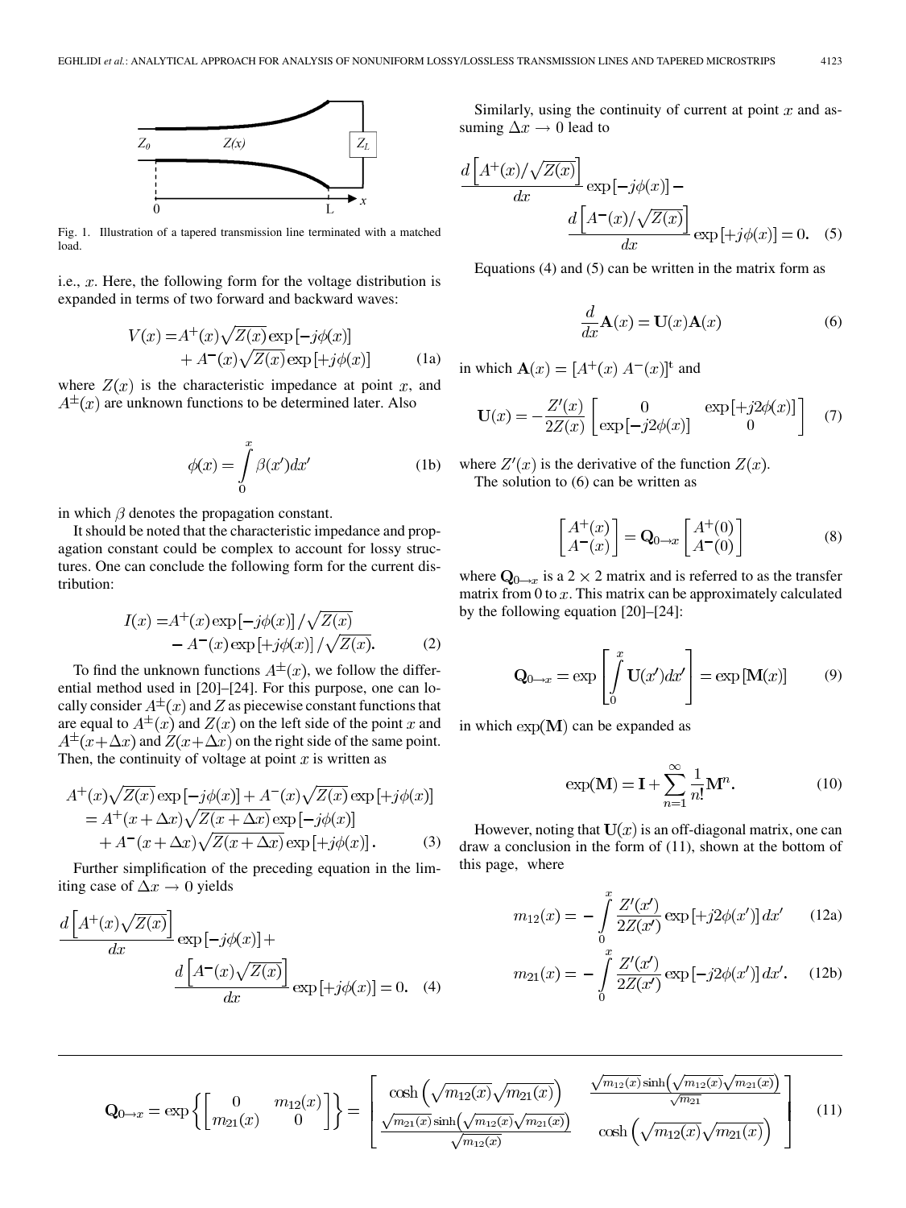Fig. 1. Illustration of a tapered transmission line terminated with a matched load.

i.e., $x$. Here, the following form for the voltage distribution is expanded in terms of two forward and backward waves:

$$V(x) = A^{+}(x)\sqrt{Z(x)}\exp[-j\phi(x)] + A^{-}(x)\sqrt{Z(x)}\exp[+j\phi(x)] \tag{1a}$$

where $Z(x)$ is the characteristic impedance at point $x$, and $A^{\pm}(x)$ are unknown functions to be determined later. Also

$$\phi(x) = \int_{0}^{x} \beta(x')dx' \tag{1b}$$

in which $\beta$ denotes the propagation constant.

It should be noted that the characteristic impedance and propagation constant could be complex to account for lossy structures. One can conclude the following form for the current distribution:

$$I(x) = A^{+}(x)\exp[-j\phi(x)]/\sqrt{Z(x)} - A^{-}(x)\exp[+j\phi(x)]/\sqrt{Z(x)}. \tag{2}$$

To find the unknown functions $A^{\pm}(x)$, we follow the differential method used in [20]–[24]. For this purpose, one can locally consider $A^{\pm}(x)$ and $Z$ as piecewise constant functions that are equal to $A^{\pm}(x)$ and $Z(x)$ on the left side of the point $x$ and $A^{\pm}(x+\Delta x)$ and $Z(x+\Delta x)$ on the right side of the same point. Then, the continuity of voltage at point $x$ is written as

$$\begin{aligned} A^{+}(x)\sqrt{Z(x)}\exp[-j\phi(x)] + A^{-}(x)\sqrt{Z(x)}\exp[+j\phi(x)] \\ = A^{+}(x+\Delta x)\sqrt{Z(x+\Delta x)}\exp[-j\phi(x)] \\ + A^{-}(x+\Delta x)\sqrt{Z(x+\Delta x)}\exp[+j\phi(x)]. \end{aligned} \tag{3}$$

Further simplification of the preceding equation in the limiting case of $\Delta x \to 0$ yields

$$\frac{d\left[A^{+}(x)\sqrt{Z(x)}\right]}{dx}\exp[-j\phi(x)] + \frac{d\left[A^{-}(x)\sqrt{Z(x)}\right]}{dx}\exp[+j\phi(x)] = 0. \tag{4}$$

Similarly, using the continuity of current at point $x$ and assuming $\Delta x \to 0$ lead to

$$\frac{d\left[A^{+}(x)/\sqrt{Z(x)}\right]}{dx}\exp[-j\phi(x)] - \frac{d\left[A^{-}(x)/\sqrt{Z(x)}\right]}{dx}\exp[+j\phi(x)] = 0. \tag{5}$$

Equations (4) and (5) can be written in the matrix form as

$$\frac{d}{dx}\mathbf{A}(x) = \mathbf{U}(x)\mathbf{A}(x) \tag{6}$$

in which $\mathbf{A}(x) = [A^{+}(x)\ A^{-}(x)]^{\mathrm{t}}$ and

$$\mathbf{U}(x) = -\frac{Z'(x)}{2Z(x)}\begin{bmatrix} 0 & \exp[+j2\phi(x)] \\ \exp[-j2\phi(x)] & 0 \end{bmatrix} \tag{7}$$

where $Z'(x)$ is the derivative of the function $Z(x)$.

The solution to (6) can be written as

$$\begin{bmatrix} A^{+}(x) \\ A^{-}(x) \end{bmatrix} = \mathbf{Q}_{0\to x}\begin{bmatrix} A^{+}(0) \\ A^{-}(0) \end{bmatrix} \tag{8}$$

where $\mathbf{Q}_{0\to x}$ is a $2\times 2$ matrix and is referred to as the transfer matrix from 0 to $x$. This matrix can be approximately calculated by the following equation [20]–[24]:

$$\mathbf{Q}_{0\to x} = \exp\left[\int_{0}^{x}\mathbf{U}(x')dx'\right] = \exp[\mathbf{M}(x)] \tag{9}$$

in which $\exp(\mathbf{M})$ can be expanded as

$$\exp(\mathbf{M}) = \mathbf{I} + \sum_{n=1}^{\infty}\frac{1}{n!}\mathbf{M}^{n}. \tag{10}$$

However, noting that $\mathbf{U}(x)$ is an off-diagonal matrix, one can draw a conclusion in the form of (11), shown at the bottom of this page, where

$$m_{12}(x) = -\int_{0}^{x}\frac{Z'(x')}{2Z(x')}\exp[+j2\phi(x')]\,dx' \tag{12a}$$

$$m_{21}(x) = -\int_{0}^{x}\frac{Z'(x')}{2Z(x')}\exp[-j2\phi(x')]\,dx'. \tag{12b}$$

$$\mathbf{Q}_{0\to x} = \exp\left\{\begin{bmatrix} 0 & m_{12}(x) \\ m_{21}(x) & 0 \end{bmatrix}\right\} = \begin{bmatrix} \cosh\left(\sqrt{m_{12}(x)}\sqrt{m_{21}(x)}\right) & \frac{\sqrt{m_{12}(x)}\sinh\left(\sqrt{m_{12}(x)}\sqrt{m_{21}(x)}\right)}{\sqrt{m_{21}}} \\ \frac{\sqrt{m_{21}(x)}\sinh\left(\sqrt{m_{12}(x)}\sqrt{m_{21}(x)}\right)}{\sqrt{m_{12}(x)}} & \cosh\left(\sqrt{m_{12}(x)}\sqrt{m_{21}(x)}\right) \end{bmatrix} \tag{11}$$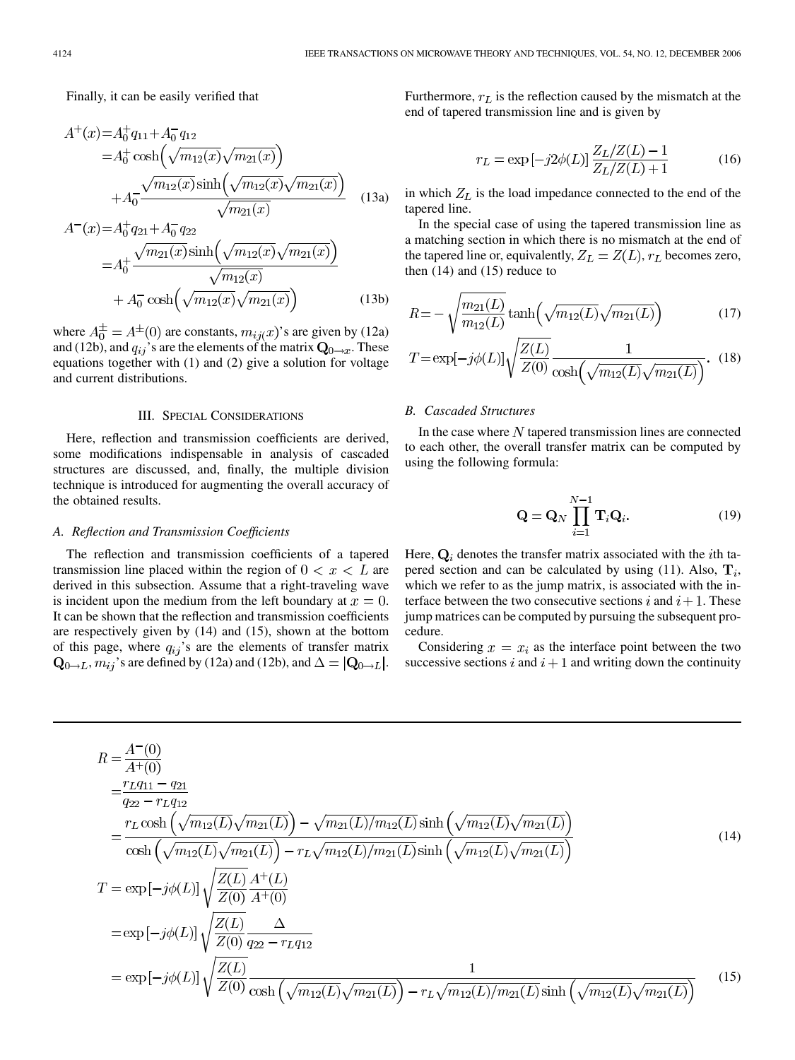Finally, it can be easily verified that

$$
\begin{aligned}
A^{+}(x) =& A_0^{+} q_{11} + A_0^{-} q_{12} \\
=& A_0^{+} \cosh\left(\sqrt{m_{12}(x)}\sqrt{m_{21}(x)}\right) \\
&+ A_0^{-} \frac{\sqrt{m_{12}(x)}\sinh\left(\sqrt{m_{12}(x)}\sqrt{m_{21}(x)}\right)}{\sqrt{m_{21}(x)}}
\end{aligned} \tag{13a}
$$

$$
\begin{aligned}
A^{-}(x) =& A_0^{+} q_{21} + A_0^{-} q_{22} \\
=& A_0^{+} \frac{\sqrt{m_{21}(x)}\sinh\left(\sqrt{m_{12}(x)}\sqrt{m_{21}(x)}\right)}{\sqrt{m_{12}(x)}} \\
&+ A_0^{-} \cosh\left(\sqrt{m_{12}(x)}\sqrt{m_{21}(x)}\right)
\end{aligned} \tag{13b}
$$

where $A_0^{\pm} = A^{\pm}(0)$ are constants, $m_{ij}(x)$'s are given by (12a) and (12b), and $q_{ij}$'s are the elements of the matrix $\mathbf{Q}_{0\to x}$. These equations together with (1) and (2) give a solution for voltage and current distributions.

## III. Special Considerations

Here, reflection and transmission coefficients are derived, some modifications indispensable in analysis of cascaded structures are discussed, and, finally, the multiple division technique is introduced for augmenting the overall accuracy of the obtained results.

### *A. Reflection and Transmission Coefficients*

The reflection and transmission coefficients of a tapered transmission line placed within the region of $0 < x < L$ are derived in this subsection. Assume that a right-traveling wave is incident upon the medium from the left boundary at $x = 0$. It can be shown that the reflection and transmission coefficients are respectively given by (14) and (15), shown at the bottom of this page, where $q_{ij}$'s are the elements of transfer matrix $\mathbf{Q}_{0\to L}$, $m_{ij}$'s are defined by (12a) and (12b), and $\Delta = |\mathbf{Q}_{0\to L}|$.

Furthermore, $r_L$ is the reflection caused by the mismatch at the end of tapered transmission line and is given by

$$
r_L = \exp\left[-j2\phi(L)\right] \frac{Z_L/Z(L) - 1}{Z_L/Z(L) + 1} \tag{16}
$$

in which $Z_L$ is the load impedance connected to the end of the tapered line.

In the special case of using the tapered transmission line as a matching section in which there is no mismatch at the end of the tapered line or, equivalently, $Z_L = Z(L)$, $r_L$ becomes zero, then (14) and (15) reduce to

$$
R = -\sqrt{\frac{m_{21}(L)}{m_{12}(L)}} \tanh\left(\sqrt{m_{12}(L)}\sqrt{m_{21}(L)}\right) \tag{17}
$$

$$
T = \exp[-j\phi(L)] \sqrt{\frac{Z(L)}{Z(0)}} \frac{1}{\cosh\left(\sqrt{m_{12}(L)}\sqrt{m_{21}(L)}\right)}. \tag{18}
$$

### *B. Cascaded Structures*

In the case where $N$ tapered transmission lines are connected to each other, the overall transfer matrix can be computed by using the following formula:

$$
\mathbf{Q} = \mathbf{Q}_N \prod_{i=1}^{N-1} \mathbf{T}_i \mathbf{Q}_i. \tag{19}
$$

Here, $\mathbf{Q}_i$ denotes the transfer matrix associated with the $i$th tapered section and can be calculated by using (11). Also, $\mathbf{T}_i$, which we refer to as the jump matrix, is associated with the interface between the two consecutive sections $i$ and $i+1$. These jump matrices can be computed by pursuing the subsequent procedure.

Considering $x = x_i$ as the interface point between the two successive sections $i$ and $i+1$ and writing down the continuity

$$
\begin{aligned}
R &= \frac{A^{-}(0)}{A^{+}(0)} \\
&= \frac{r_L q_{11} - q_{21}}{q_{22} - r_L q_{12}} \\
&= \frac{r_L \cosh\left(\sqrt{m_{12}(L)}\sqrt{m_{21}(L)}\right) - \sqrt{m_{21}(L)/m_{12}(L)}\sinh\left(\sqrt{m_{12}(L)}\sqrt{m_{21}(L)}\right)}{\cosh\left(\sqrt{m_{12}(L)}\sqrt{m_{21}(L)}\right) - r_L\sqrt{m_{12}(L)/m_{21}(L)}\sinh\left(\sqrt{m_{12}(L)}\sqrt{m_{21}(L)}\right)}
\end{aligned} \tag{14}
$$

$$
\begin{aligned}
T &= \exp\left[-j\phi(L)\right] \sqrt{\frac{Z(L)}{Z(0)}} \frac{A^{+}(L)}{A^{+}(0)} \\
&= \exp\left[-j\phi(L)\right] \sqrt{\frac{Z(L)}{Z(0)}} \frac{\Delta}{q_{22} - r_L q_{12}} \\
&= \exp\left[-j\phi(L)\right] \sqrt{\frac{Z(L)}{Z(0)}} \frac{1}{\cosh\left(\sqrt{m_{12}(L)}\sqrt{m_{21}(L)}\right) - r_L\sqrt{m_{12}(L)/m_{21}(L)}\sinh\left(\sqrt{m_{12}(L)}\sqrt{m_{21}(L)}\right)}
\end{aligned} \tag{15}
$$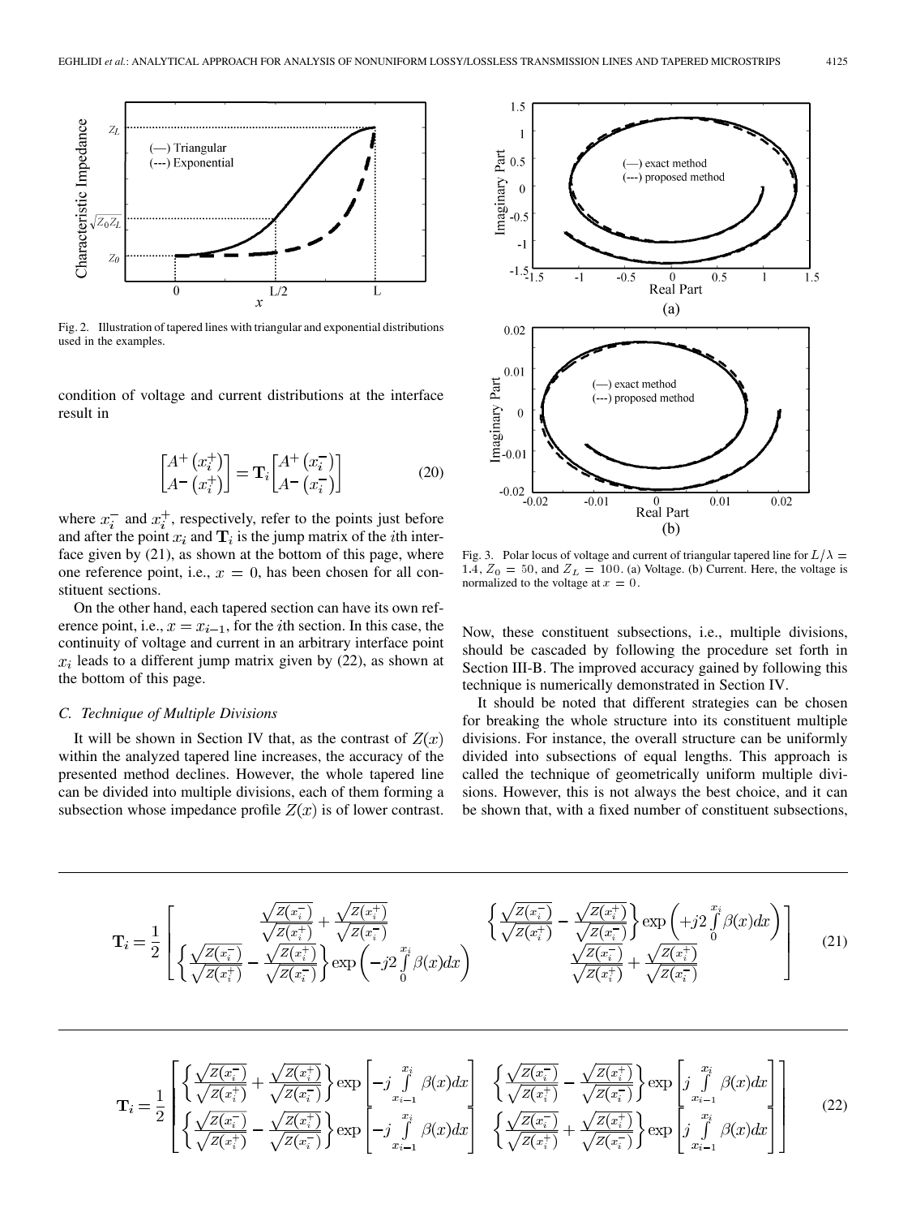Fig. 2. Illustration of tapered lines with triangular and exponential distributions used in the examples.

condition of voltage and current distributions at the interface result in

$$\begin{bmatrix} A^{+}(x_i^{+}) \\ A^{-}(x_i^{+}) \end{bmatrix} = \mathbf{T}_i \begin{bmatrix} A^{+}(x_i^{-}) \\ A^{-}(x_i^{-}) \end{bmatrix} \tag{20}$$

where $x_i^-$ and $x_i^+$, respectively, refer to the points just before and after the point $x_i$ and $\mathbf{T}_i$ is the jump matrix of the $i$th interface given by (21), as shown at the bottom of this page, where one reference point, i.e., $x = 0$, has been chosen for all constituent sections.

On the other hand, each tapered section can have its own reference point, i.e., $x = x_{i-1}$, for the $i$th section. In this case, the continuity of voltage and current in an arbitrary interface point $x_i$ leads to a different jump matrix given by (22), as shown at the bottom of this page.

### C. Technique of Multiple Divisions

It will be shown in Section IV that, as the contrast of $Z(x)$ within the analyzed tapered line increases, the accuracy of the presented method declines. However, the whole tapered line can be divided into multiple divisions, each of them forming a subsection whose impedance profile $Z(x)$ is of lower contrast.

Fig. 3. Polar locus of voltage and current of triangular tapered line for $L/\lambda = 1.4$, $Z_0 = 50$, and $Z_L = 100$. (a) Voltage. (b) Current. Here, the voltage is normalized to the voltage at $x = 0$.

Now, these constituent subsections, i.e., multiple divisions, should be cascaded by following the procedure set forth in Section III-B. The improved accuracy gained by following this technique is numerically demonstrated in Section IV.

It should be noted that different strategies can be chosen for breaking the whole structure into its constituent multiple divisions. For instance, the overall structure can be uniformly divided into subsections of equal lengths. This approach is called the technique of geometrically uniform multiple divisions. However, this is not always the best choice, and it can be shown that, with a fixed number of constituent subsections,

$$\mathbf{T}_i = \frac{1}{2} \begin{bmatrix} \dfrac{\sqrt{Z(x_i^-)}}{\sqrt{Z(x_i^+)}} + \dfrac{\sqrt{Z(x_i^+)}}{\sqrt{Z(x_i^-)}} & \left\{ \dfrac{\sqrt{Z(x_i^-)}}{\sqrt{Z(x_i^+)}} - \dfrac{\sqrt{Z(x_i^+)}}{\sqrt{Z(x_i^-)}} \right\} \exp\left( +j2 \displaystyle\int_0^{x_i} \beta(x) dx \right) \\ \left\{ \dfrac{\sqrt{Z(x_i^-)}}{\sqrt{Z(x_i^+)}} - \dfrac{\sqrt{Z(x_i^+)}}{\sqrt{Z(x_i^-)}} \right\} \exp\left( -j2 \displaystyle\int_0^{x_i} \beta(x) dx \right) & \dfrac{\sqrt{Z(x_i^-)}}{\sqrt{Z(x_i^+)}} + \dfrac{\sqrt{Z(x_i^+)}}{\sqrt{Z(x_i^-)}} \end{bmatrix} \tag{21}$$

$$\mathbf{T}_i = \frac{1}{2} \begin{bmatrix} \left\{ \dfrac{\sqrt{Z(x_i^-)}}{\sqrt{Z(x_i^+)}} + \dfrac{\sqrt{Z(x_i^+)}}{\sqrt{Z(x_i^-)}} \right\} \exp\left[ -j \displaystyle\int_{x_{i-1}}^{x_i} \beta(x) dx \right] & \left\{ \dfrac{\sqrt{Z(x_i^-)}}{\sqrt{Z(x_i^+)}} - \dfrac{\sqrt{Z(x_i^+)}}{\sqrt{Z(x_i^-)}} \right\} \exp\left[ j \displaystyle\int_{x_{i-1}}^{x_i} \beta(x) dx \right] \\ \left\{ \dfrac{\sqrt{Z(x_i^-)}}{\sqrt{Z(x_i^+)}} - \dfrac{\sqrt{Z(x_i^+)}}{\sqrt{Z(x_i^-)}} \right\} \exp\left[ -j \displaystyle\int_{x_{i-1}}^{x_i} \beta(x) dx \right] & \left\{ \dfrac{\sqrt{Z(x_i^-)}}{\sqrt{Z(x_i^+)}} + \dfrac{\sqrt{Z(x_i^+)}}{\sqrt{Z(x_i^-)}} \right\} \exp\left[ j \displaystyle\int_{x_{i-1}}^{x_i} \beta(x) dx \right] \end{bmatrix} \tag{22}$$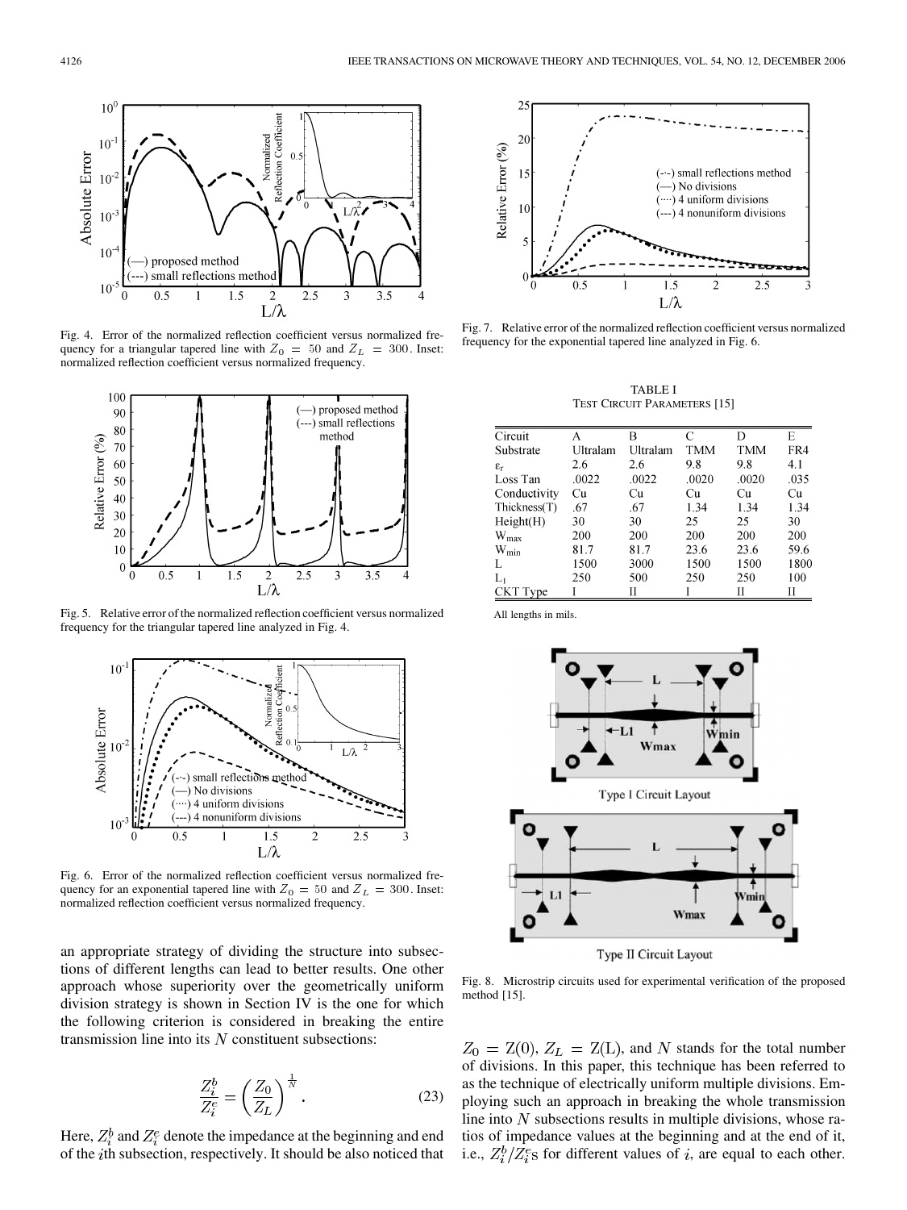Fig. 4. Error of the normalized reflection coefficient versus normalized frequency for a triangular tapered line with $Z_0 = 50$ and $Z_L = 300$. Inset: normalized reflection coefficient versus normalized frequency.

Fig. 5. Relative error of the normalized reflection coefficient versus normalized frequency for the triangular tapered line analyzed in Fig. 4.

Fig. 6. Error of the normalized reflection coefficient versus normalized frequency for an exponential tapered line with $Z_0 = 50$ and $Z_L = 300$. Inset: normalized reflection coefficient versus normalized frequency.

an appropriate strategy of dividing the structure into subsections of different lengths can lead to better results. One other approach whose superiority over the geometrically uniform division strategy is shown in Section IV is the one for which the following criterion is considered in breaking the entire transmission line into its $N$ constituent subsections:

$$\frac{Z_i^b}{Z_i^e} = \left(\frac{Z_0}{Z_L}\right)^{\frac{1}{N}}. \tag{23}$$

Here, $Z_i^b$ and $Z_i^e$ denote the impedance at the beginning and end of the $i$th subsection, respectively. It should be also noticed that $Z_0 = Z(0)$, $Z_L = Z(L)$, and $N$ stands for the total number of divisions. In this paper, this technique has been referred to as the technique of electrically uniform multiple divisions. Employing such an approach in breaking the whole transmission line into $N$ subsections results in multiple divisions, whose ratios of impedance values at the beginning and at the end of it, i.e., $Z_i^b/Z_i^e$s for different values of $i$, are equal to each other.

Fig. 7. Relative error of the normalized reflection coefficient versus normalized frequency for the exponential tapered line analyzed in Fig. 6.

TABLE I
TEST CIRCUIT PARAMETERS [15]

| Circuit | A | B | C | D | E |
|---|---|---|---|---|---|
| Substrate | Ultralam | Ultralam | TMM | TMM | FR4 |
| $\varepsilon_r$ | 2.6 | 2.6 | 9.8 | 9.8 | 4.1 |
| Loss Tan | .0022 | .0022 | .0020 | .0020 | .035 |
| Conductivity | Cu | Cu | Cu | Cu | Cu |
| Thickness(T) | .67 | .67 | 1.34 | 1.34 | 1.34 |
| Height(H) | 30 | 30 | 25 | 25 | 30 |
| $W_{max}$ | 200 | 200 | 200 | 200 | 200 |
| $W_{min}$ | 81.7 | 81.7 | 23.6 | 23.6 | 59.6 |
| L | 1500 | 3000 | 1500 | 1500 | 1800 |
| $L_1$ | 250 | 500 | 250 | 250 | 100 |
| CKT Type | I | II | I | II | II |

All lengths in mils.

Fig. 8. Microstrip circuits used for experimental verification of the proposed method [15].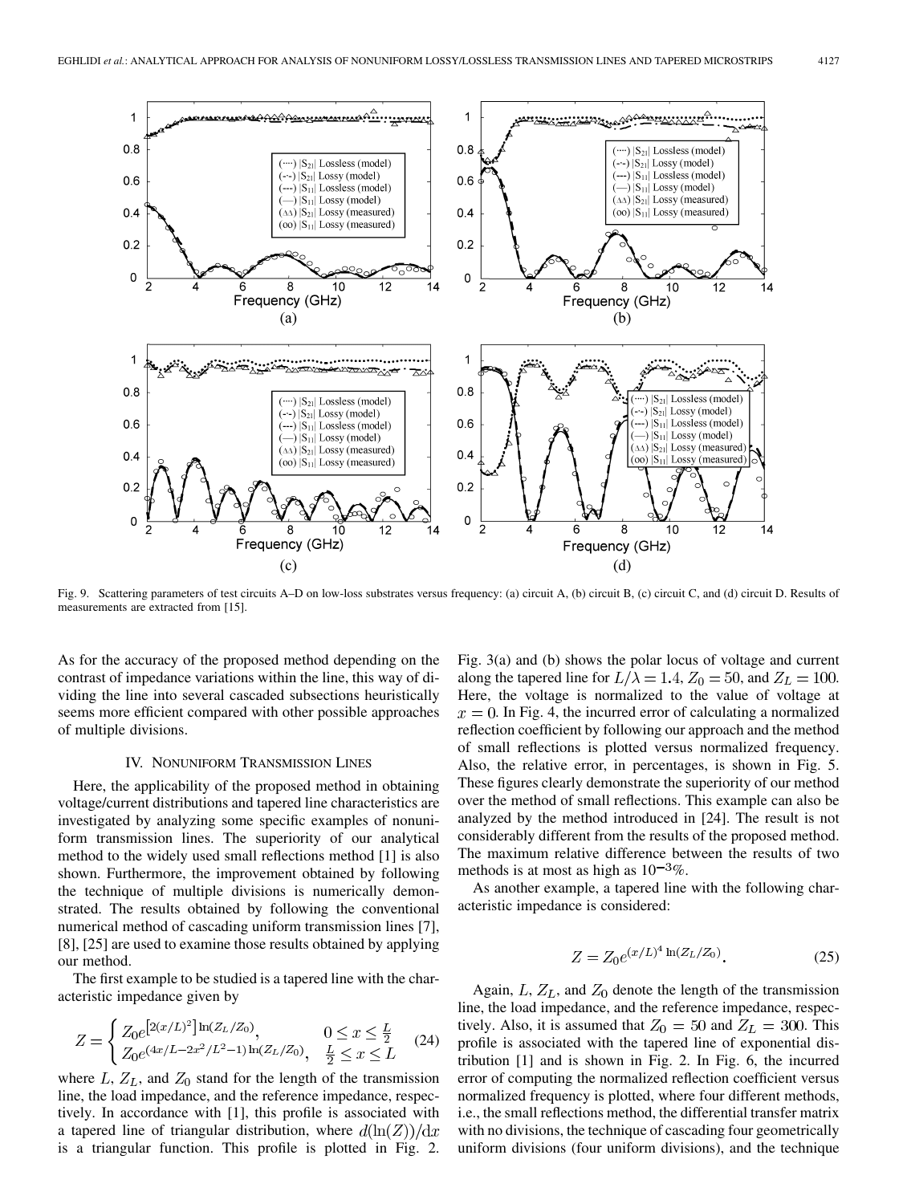Fig. 9. Scattering parameters of test circuits A–D on low-loss substrates versus frequency: (a) circuit A, (b) circuit B, (c) circuit C, and (d) circuit D. Results of measurements are extracted from [15].

As for the accuracy of the proposed method depending on the contrast of impedance variations within the line, this way of dividing the line into several cascaded subsections heuristically seems more efficient compared with other possible approaches of multiple divisions.

## IV. Nonuniform Transmission Lines

Here, the applicability of the proposed method in obtaining voltage/current distributions and tapered line characteristics are investigated by analyzing some specific examples of nonuniform transmission lines. The superiority of our analytical method to the widely used small reflections method [1] is also shown. Furthermore, the improvement obtained by following the technique of multiple divisions is numerically demonstrated. The results obtained by following the conventional numerical method of cascading uniform transmission lines [7], [8], [25] are used to examine those results obtained by applying our method.

The first example to be studied is a tapered line with the characteristic impedance given by

$$Z = \begin{cases} Z_0 e^{\left[2(x/L)^2\right]\ln(Z_L/Z_0)}, & 0 \leq x \leq \frac{L}{2} \\ Z_0 e^{(4x/L - 2x^2/L^2 - 1)\ln(Z_L/Z_0)}, & \frac{L}{2} \leq x \leq L \end{cases} \quad (24)$$

where $L$, $Z_L$, and $Z_0$ stand for the length of the transmission line, the load impedance, and the reference impedance, respectively. In accordance with [1], this profile is associated with a tapered line of triangular distribution, where $d(\ln(Z))/\mathrm{d}x$ is a triangular function. This profile is plotted in Fig. 2. Fig. 3(a) and (b) shows the polar locus of voltage and current along the tapered line for $L/\lambda = 1.4$, $Z_0 = 50$, and $Z_L = 100$. Here, the voltage is normalized to the value of voltage at $x = 0$. In Fig. 4, the incurred error of calculating a normalized reflection coefficient by following our approach and the method of small reflections is plotted versus normalized frequency. Also, the relative error, in percentages, is shown in Fig. 5. These figures clearly demonstrate the superiority of our method over the method of small reflections. This example can also be analyzed by the method introduced in [24]. The result is not considerably different from the results of the proposed method. The maximum relative difference between the results of two methods is at most as high as $10^{-3}\%$.

As another example, a tapered line with the following characteristic impedance is considered:

$$Z = Z_0 e^{(x/L)^4 \ln(Z_L/Z_0)}. \quad (25)$$

Again, $L$, $Z_L$, and $Z_0$ denote the length of the transmission line, the load impedance, and the reference impedance, respectively. Also, it is assumed that $Z_0 = 50$ and $Z_L = 300$. This profile is associated with the tapered line of exponential distribution [1] and is shown in Fig. 2. In Fig. 6, the incurred error of computing the normalized reflection coefficient versus normalized frequency is plotted, where four different methods, i.e., the small reflections method, the differential transfer matrix with no divisions, the technique of cascading four geometrically uniform divisions (four uniform divisions), and the technique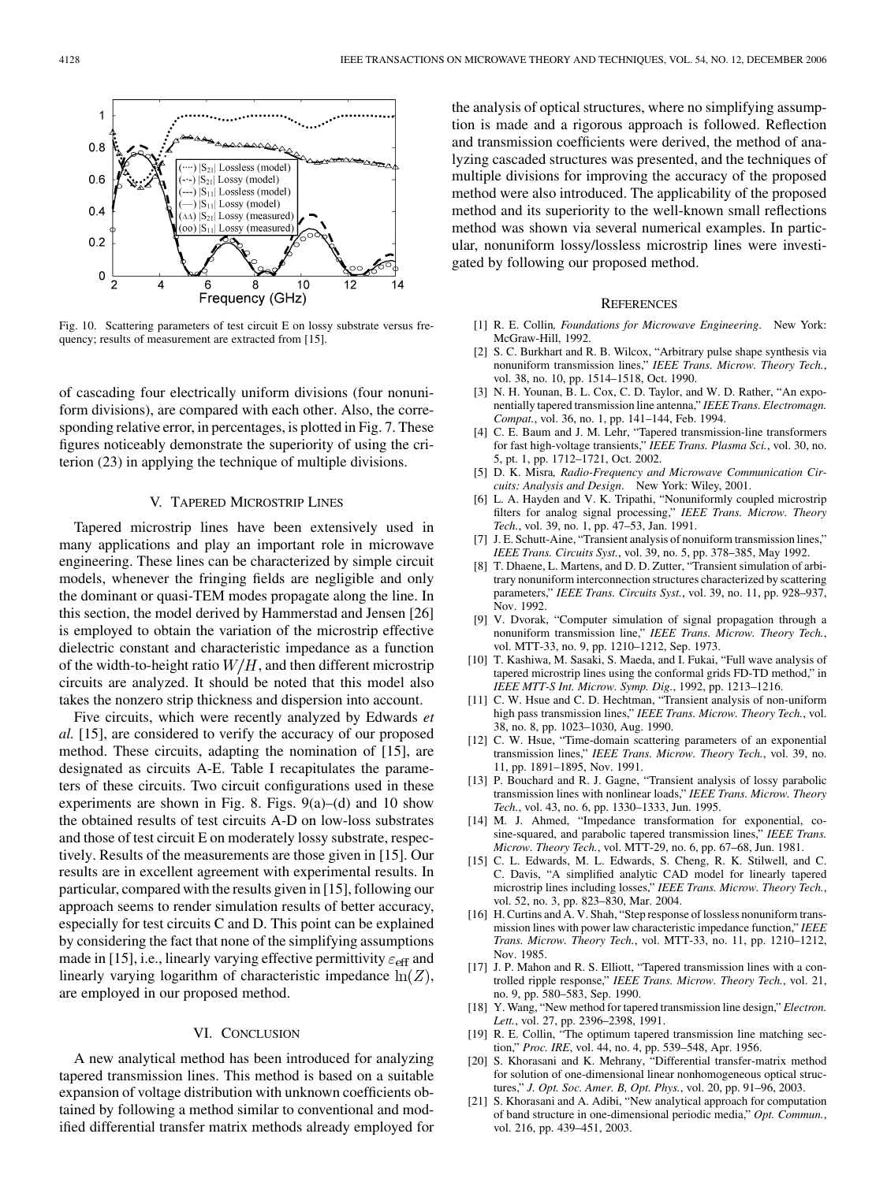Fig. 10. Scattering parameters of test circuit E on lossy substrate versus frequency; results of measurement are extracted from [15].

of cascading four electrically uniform divisions (four nonuniform divisions), are compared with each other. Also, the corresponding relative error, in percentages, is plotted in Fig. 7. These figures noticeably demonstrate the superiority of using the criterion (23) in applying the technique of multiple divisions.

## V. Tapered Microstrip Lines

Tapered microstrip lines have been extensively used in many applications and play an important role in microwave engineering. These lines can be characterized by simple circuit models, whenever the fringing fields are negligible and only the dominant or quasi-TEM modes propagate along the line. In this section, the model derived by Hammerstad and Jensen [26] is employed to obtain the variation of the microstrip effective dielectric constant and characteristic impedance as a function of the width-to-height ratio $W/H$, and then different microstrip circuits are analyzed. It should be noted that this model also takes the nonzero strip thickness and dispersion into account.

Five circuits, which were recently analyzed by Edwards *et al.* [15], are considered to verify the accuracy of our proposed method. These circuits, adapting the nomination of [15], are designated as circuits A-E. Table I recapitulates the parameters of these circuits. Two circuit configurations used in these experiments are shown in Fig. 8. Figs. 9(a)–(d) and 10 show the obtained results of test circuits A-D on low-loss substrates and those of test circuit E on moderately lossy substrate, respectively. Results of the measurements are those given in [15]. Our results are in excellent agreement with experimental results. In particular, compared with the results given in [15], following our approach seems to render simulation results of better accuracy, especially for test circuits C and D. This point can be explained by considering the fact that none of the simplifying assumptions made in [15], i.e., linearly varying effective permittivity $\varepsilon_{\rm eff}$ and linearly varying logarithm of characteristic impedance $\ln(Z)$, are employed in our proposed method.

## VI. Conclusion

A new analytical method has been introduced for analyzing tapered transmission lines. This method is based on a suitable expansion of voltage distribution with unknown coefficients obtained by following a method similar to conventional and modified differential transfer matrix methods already employed for the analysis of optical structures, where no simplifying assumption is made and a rigorous approach is followed. Reflection and transmission coefficients were derived, the method of analyzing cascaded structures was presented, and the techniques of multiple divisions for improving the accuracy of the proposed method were also introduced. The applicability of the proposed method and its superiority to the well-known small reflections method was shown via several numerical examples. In particular, nonuniform lossy/lossless microstrip lines were investigated by following our proposed method.

## References

[1] R. E. Collin, *Foundations for Microwave Engineering*. New York: McGraw-Hill, 1992.

[2] S. C. Burkhart and R. B. Wilcox, "Arbitrary pulse shape synthesis via nonuniform transmission lines," *IEEE Trans. Microw. Theory Tech.*, vol. 38, no. 10, pp. 1514–1518, Oct. 1990.

[3] N. H. Younan, B. L. Cox, C. D. Taylor, and W. D. Rather, "An exponentially tapered transmission line antenna," *IEEE Trans. Electromagn. Compat.*, vol. 36, no. 1, pp. 141–144, Feb. 1994.

[4] C. E. Baum and J. M. Lehr, "Tapered transmission-line transformers for fast high-voltage transients," *IEEE Trans. Plasma Sci.*, vol. 30, no. 5, pt. 1, pp. 1712–1721, Oct. 2002.

[5] D. K. Misra, *Radio-Frequency and Microwave Communication Circuits: Analysis and Design*. New York: Wiley, 2001.

[6] L. A. Hayden and V. K. Tripathi, "Nonuniformly coupled microstrip filters for analog signal processing," *IEEE Trans. Microw. Theory Tech.*, vol. 39, no. 1, pp. 47–53, Jan. 1991.

[7] J. E. Schutt-Aine, "Transient analysis of nonuniform transmission lines," *IEEE Trans. Circuits Syst.*, vol. 39, no. 5, pp. 378–385, May 1992.

[8] T. Dhaene, L. Martens, and D. D. Zutter, "Transient simulation of arbitrary nonuniform interconnection structures characterized by scattering parameters," *IEEE Trans. Circuits Syst.*, vol. 39, no. 11, pp. 928–937, Nov. 1992.

[9] V. Dvorak, "Computer simulation of signal propagation through a nonuniform transmission line," *IEEE Trans. Microw. Theory Tech.*, vol. MTT-33, no. 9, pp. 1210–1212, Sep. 1973.

[10] T. Kashiwa, M. Sasaki, S. Maeda, and I. Fukai, "Full wave analysis of tapered microstrip lines using the conformal grids FD-TD method," in *IEEE MTT-S Int. Microw. Symp. Dig.*, 1992, pp. 1213–1216.

[11] C. W. Hsue and C. D. Hechtman, "Transient analysis of non-uniform high pass transmission lines," *IEEE Trans. Microw. Theory Tech.*, vol. 38, no. 8, pp. 1023–1030, Aug. 1990.

[12] C. W. Hsue, "Time-domain scattering parameters of an exponential transmission lines," *IEEE Trans. Microw. Theory Tech.*, vol. 39, no. 11, pp. 1891–1895, Nov. 1991.

[13] P. Bouchard and R. J. Gagne, "Transient analysis of lossy parabolic transmission lines with nonlinear loads," *IEEE Trans. Microw. Theory Tech.*, vol. 43, no. 6, pp. 1330–1333, Jun. 1995.

[14] M. J. Ahmed, "Impedance transformation for exponential, cosine-squared, and parabolic tapered transmission lines," *IEEE Trans. Microw. Theory Tech.*, vol. MTT-29, no. 6, pp. 67–68, Jun. 1981.

[15] C. L. Edwards, M. L. Edwards, S. Cheng, R. K. Stilwell, and C. C. Davis, "A simplified analytic CAD model for linearly tapered microstrip lines including losses," *IEEE Trans. Microw. Theory Tech.*, vol. 52, no. 3, pp. 823–830, Mar. 2004.

[16] H. Curtins and A. V. Shah, "Step response of lossless nonuniform transmission lines with power law characteristic impedance function," *IEEE Trans. Microw. Theory Tech.*, vol. MTT-33, no. 11, pp. 1210–1212, Nov. 1985.

[17] J. P. Mahon and R. S. Elliott, "Tapered transmission lines with a controlled ripple response," *IEEE Trans. Microw. Theory Tech.*, vol. 21, no. 9, pp. 580–583, Sep. 1990.

[18] Y. Wang, "New method for tapered transmission line design," *Electron. Lett.*, vol. 27, pp. 2396–2398, 1991.

[19] R. E. Collin, "The optimum tapered transmission line matching section," *Proc. IRE*, vol. 44, no. 4, pp. 539–548, Apr. 1956.

[20] S. Khorasani and K. Mehrany, "Differential transfer-matrix method for solution of one-dimensional linear nonhomogeneous optical structures," *J. Opt. Soc. Amer. B, Opt. Phys.*, vol. 20, pp. 91–96, 2003.

[21] S. Khorasani and A. Adibi, "New analytical approach for computation of band structure in one-dimensional periodic media," *Opt. Commun.*, vol. 216, pp. 439–451, 2003.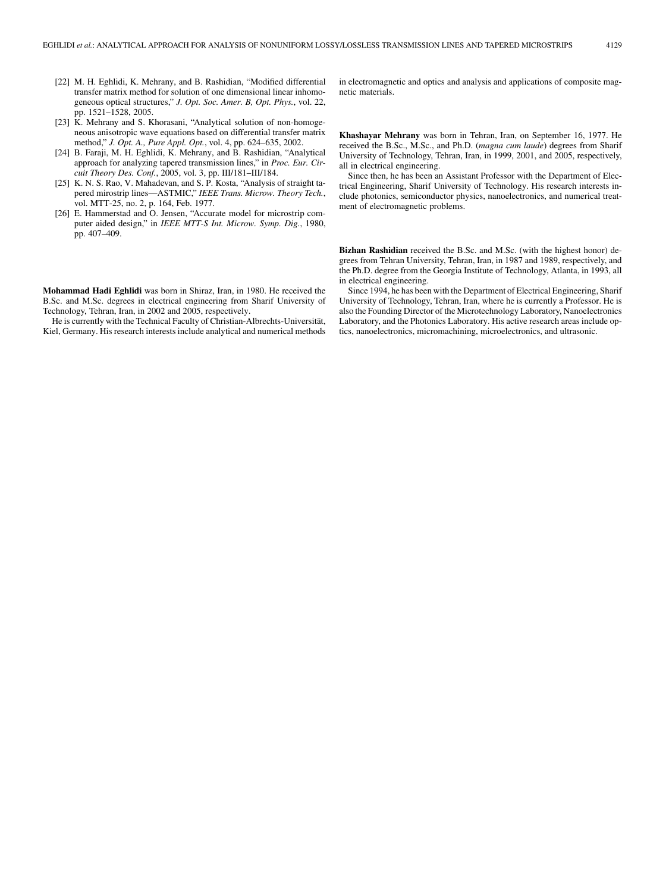[22] M. H. Eghlidi, K. Mehrany, and B. Rashidian, "Modified differential transfer matrix method for solution of one dimensional linear inhomogeneous optical structures," *J. Opt. Soc. Amer. B, Opt. Phys.*, vol. 22, pp. 1521–1528, 2005.

[23] K. Mehrany and S. Khorasani, "Analytical solution of non-homogeneous anisotropic wave equations based on differential transfer matrix method," *J. Opt. A., Pure Appl. Opt.*, vol. 4, pp. 624–635, 2002.

[24] B. Faraji, M. H. Eghlidi, K. Mehrany, and B. Rashidian, "Analytical approach for analyzing tapered transmission lines," in *Proc. Eur. Circuit Theory Des. Conf.*, 2005, vol. 3, pp. III/181–III/184.

[25] K. N. S. Rao, V. Mahadevan, and S. P. Kosta, "Analysis of straight tapered mirostrip lines—ASTMIC," *IEEE Trans. Microw. Theory Tech.*, vol. MTT-25, no. 2, p. 164, Feb. 1977.

[26] E. Hammerstad and O. Jensen, "Accurate model for microstrip computer aided design," in *IEEE MTT-S Int. Microw. Symp. Dig.*, 1980, pp. 407–409.

**Mohammad Hadi Eghlidi** was born in Shiraz, Iran, in 1980. He received the B.Sc. and M.Sc. degrees in electrical engineering from Sharif University of Technology, Tehran, Iran, in 2002 and 2005, respectively.

He is currently with the Technical Faculty of Christian-Albrechts-Universität, Kiel, Germany. His research interests include analytical and numerical methods in electromagnetic and optics and analysis and applications of composite magnetic materials.

**Khashayar Mehrany** was born in Tehran, Iran, on September 16, 1977. He received the B.Sc., M.Sc., and Ph.D. (*magna cum laude*) degrees from Sharif University of Technology, Tehran, Iran, in 1999, 2001, and 2005, respectively, all in electrical engineering.

Since then, he has been an Assistant Professor with the Department of Electrical Engineering, Sharif University of Technology. His research interests include photonics, semiconductor physics, nanoelectronics, and numerical treatment of electromagnetic problems.

**Bizhan Rashidian** received the B.Sc. and M.Sc. (with the highest honor) degrees from Tehran University, Tehran, Iran, in 1987 and 1989, respectively, and the Ph.D. degree from the Georgia Institute of Technology, Atlanta, in 1993, all in electrical engineering.

Since 1994, he has been with the Department of Electrical Engineering, Sharif University of Technology, Tehran, Iran, where he is currently a Professor. He is also the Founding Director of the Microtechnology Laboratory, Nanoelectronics Laboratory, and the Photonics Laboratory. His active research areas include optics, nanoelectronics, micromachining, microelectronics, and ultrasonic.